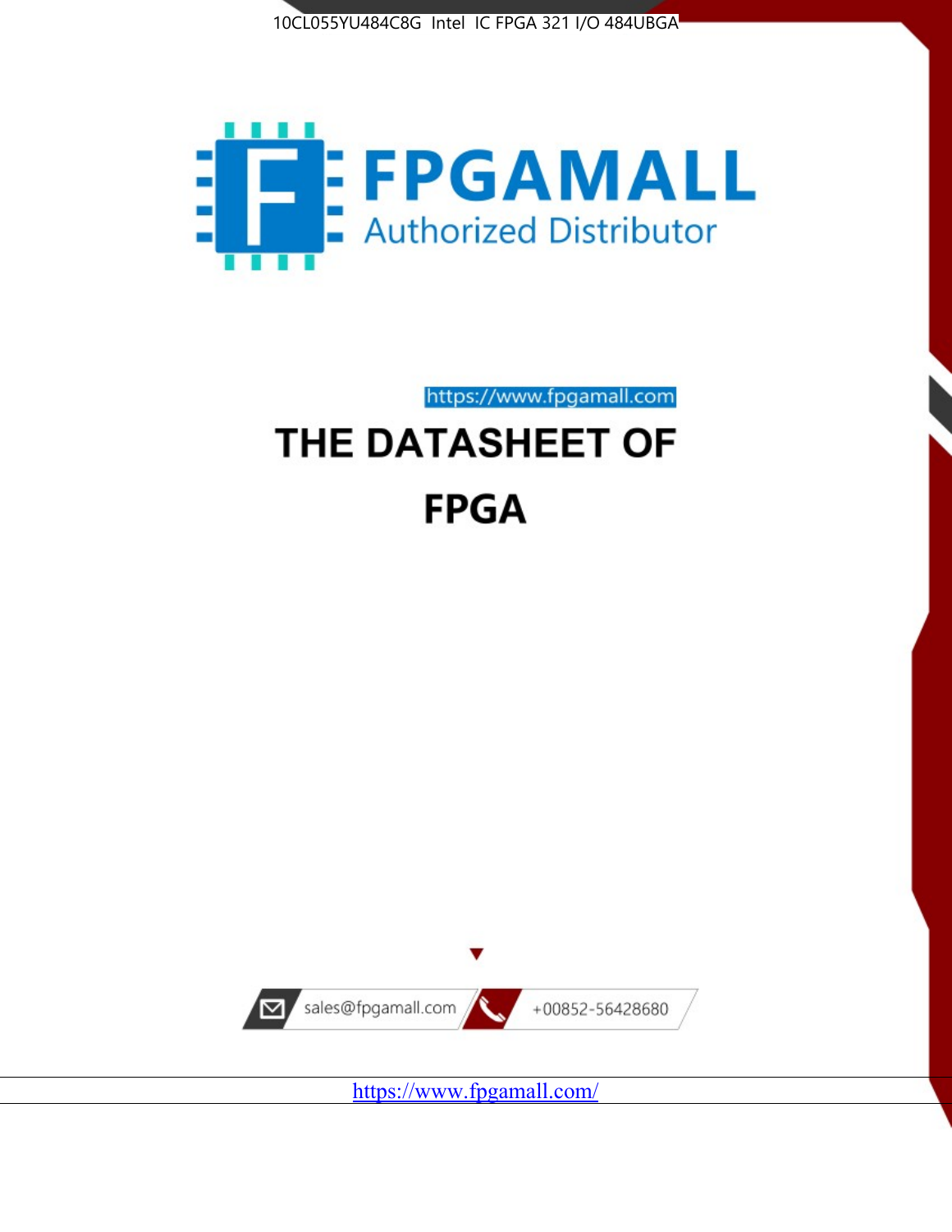10CL055YU484C8G Intel IC FPGA 321 I/O 484UBGA

FPGAMALL

Authorized Distributor

https://www.fpgamall.com

# THE DATASHEET OF

# FPGA

sales@fpgamall.com

+00852-56428680

https://www.fpgamall.com/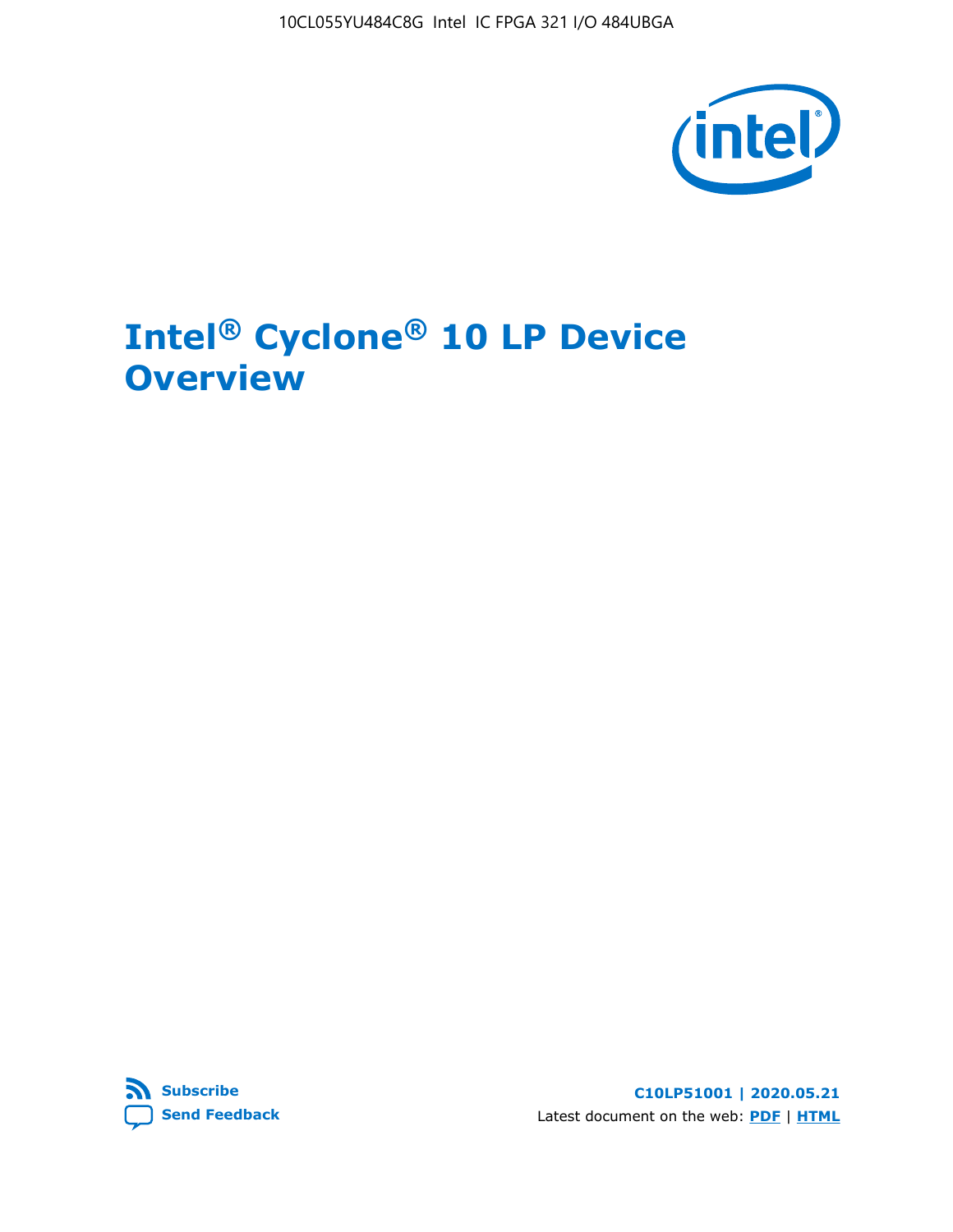# Intel® Cyclone® 10 LP Device Overview

**Subscribe**

**Send Feedback**

**C10LP51001 | 2020.05.21**

Latest document on the web: **PDF** | **HTML**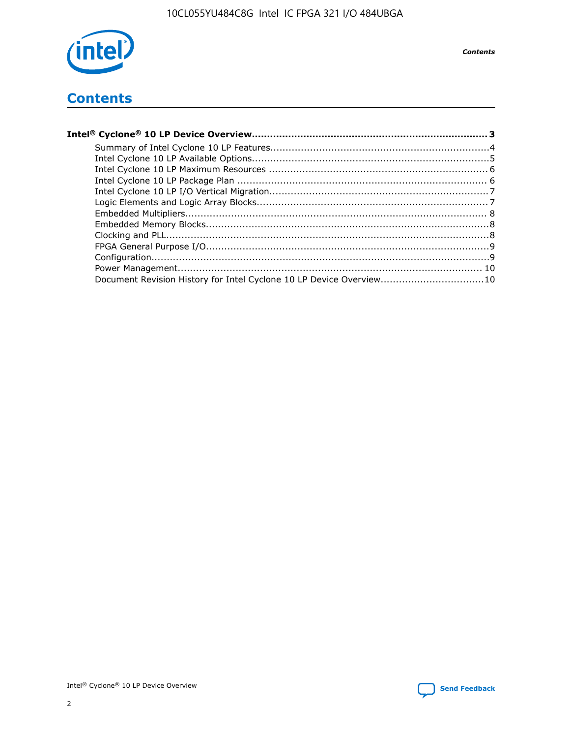# Contents

**Intel® Cyclone® 10 LP Device Overview....................................................................... 3**

- Summary of Intel Cyclone 10 LP Features..................................................................4
- Intel Cyclone 10 LP Available Options.......................................................................5
- Intel Cyclone 10 LP Maximum Resources ................................................................. 6
- Intel Cyclone 10 LP Package Plan ............................................................................ 6
- Intel Cyclone 10 LP I/O Vertical Migration..................................................................7
- Logic Elements and Logic Array Blocks......................................................................7
- Embedded Multipliers............................................................................................ 8
- Embedded Memory Blocks.......................................................................................8
- Clocking and PLL...................................................................................................8
- FPGA General Purpose I/O.......................................................................................9
- Configuration.........................................................................................................9
- Power Management............................................................................................. 10
- Document Revision History for Intel Cyclone 10 LP Device Overview.................................10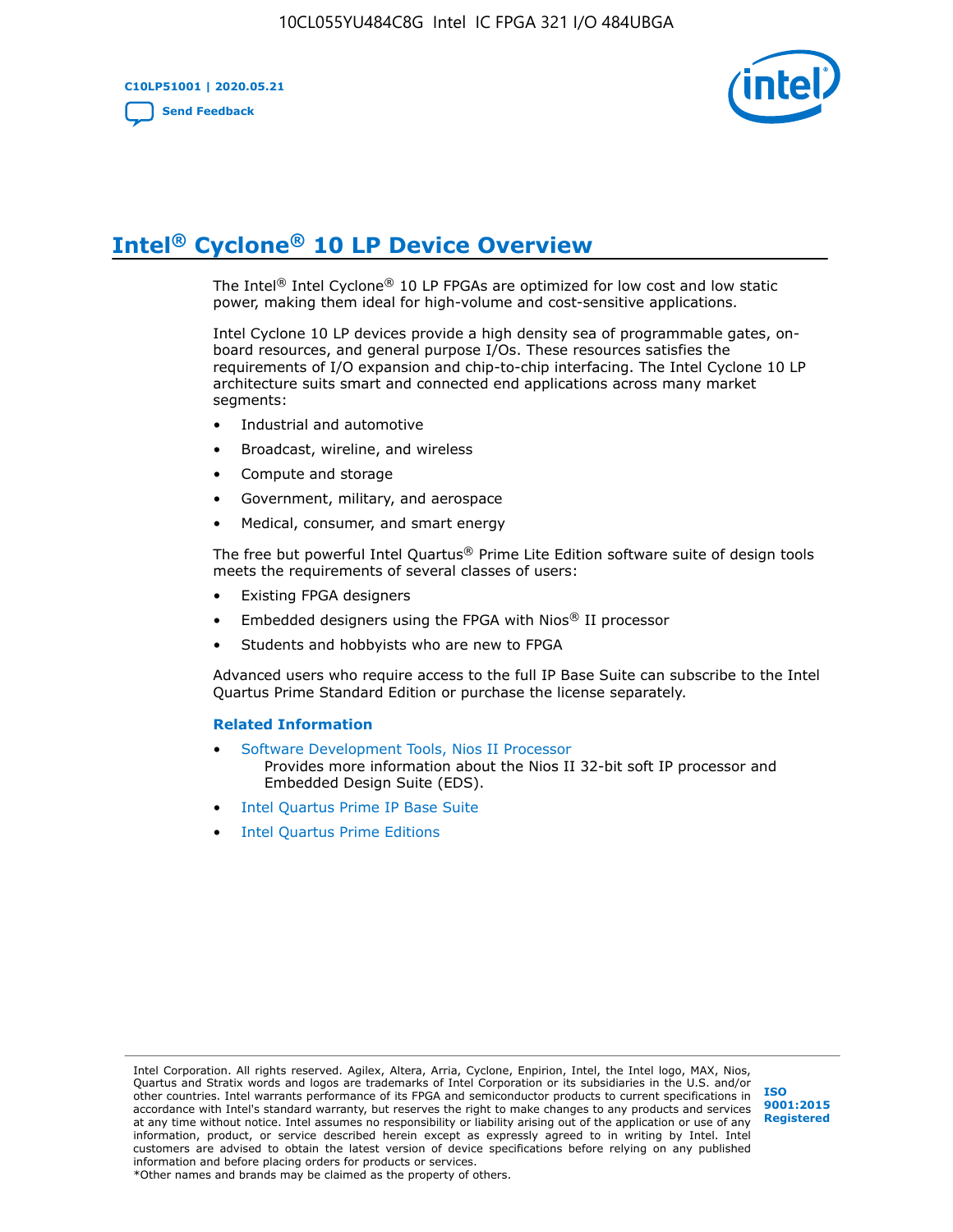# Intel® Cyclone® 10 LP Device Overview

The Intel® Intel Cyclone® 10 LP FPGAs are optimized for low cost and low static power, making them ideal for high-volume and cost-sensitive applications.

Intel Cyclone 10 LP devices provide a high density sea of programmable gates, on-board resources, and general purpose I/Os. These resources satisfies the requirements of I/O expansion and chip-to-chip interfacing. The Intel Cyclone 10 LP architecture suits smart and connected end applications across many market segments:

- Industrial and automotive
- Broadcast, wireline, and wireless
- Compute and storage
- Government, military, and aerospace
- Medical, consumer, and smart energy

The free but powerful Intel Quartus® Prime Lite Edition software suite of design tools meets the requirements of several classes of users:

- Existing FPGA designers
- Embedded designers using the FPGA with Nios® II processor
- Students and hobbyists who are new to FPGA

Advanced users who require access to the full IP Base Suite can subscribe to the Intel Quartus Prime Standard Edition or purchase the license separately.

### Related Information

- Software Development Tools, Nios II Processor
  Provides more information about the Nios II 32-bit soft IP processor and Embedded Design Suite (EDS).
- Intel Quartus Prime IP Base Suite
- Intel Quartus Prime Editions

Intel Corporation. All rights reserved. Agilex, Altera, Arria, Cyclone, Enpirion, Intel, the Intel logo, MAX, Nios, Quartus and Stratix words and logos are trademarks of Intel Corporation or its subsidiaries in the U.S. and/or other countries. Intel warrants performance of its FPGA and semiconductor products to current specifications in accordance with Intel's standard warranty, but reserves the right to make changes to any products and services at any time without notice. Intel assumes no responsibility or liability arising out of the application or use of any information, product, or service described herein except as expressly agreed to in writing by Intel. Intel customers are advised to obtain the latest version of device specifications before relying on any published information and before placing orders for products or services.
*Other names and brands may be claimed as the property of others.

ISO 9001:2015 Registered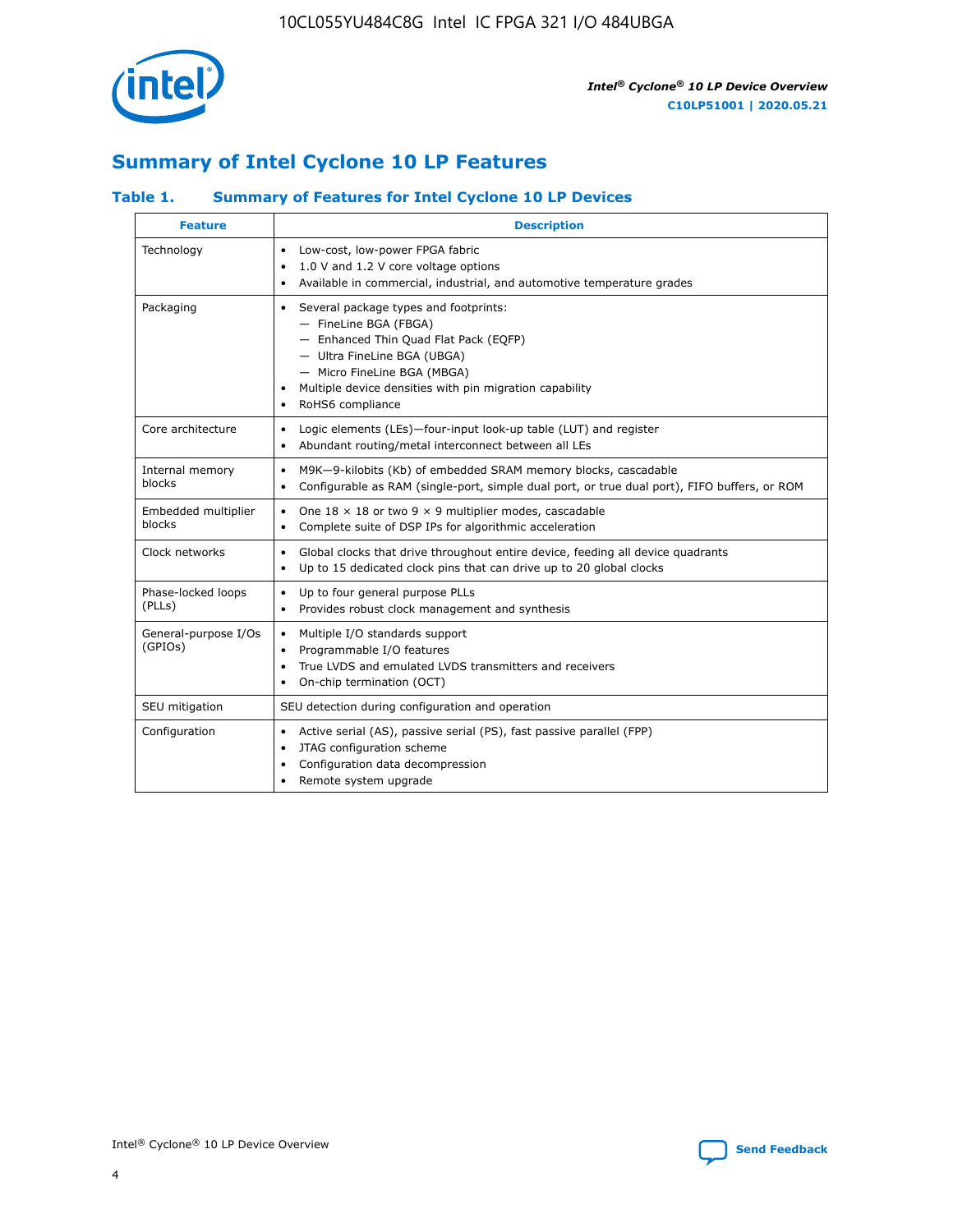# Summary of Intel Cyclone 10 LP Features

### Table 1. Summary of Features for Intel Cyclone 10 LP Devices

| Feature | Description |
|---|---|
| Technology | • Low-cost, low-power FPGA fabric<br>• 1.0 V and 1.2 V core voltage options<br>• Available in commercial, industrial, and automotive temperature grades |
| Packaging | • Several package types and footprints:<br>— FineLine BGA (FBGA)<br>— Enhanced Thin Quad Flat Pack (EQFP)<br>— Ultra FineLine BGA (UBGA)<br>— Micro FineLine BGA (MBGA)<br>• Multiple device densities with pin migration capability<br>• RoHS6 compliance |
| Core architecture | • Logic elements (LEs)—four-input look-up table (LUT) and register<br>• Abundant routing/metal interconnect between all LEs |
| Internal memory blocks | • M9K—9-kilobits (Kb) of embedded SRAM memory blocks, cascadable<br>• Configurable as RAM (single-port, simple dual port, or true dual port), FIFO buffers, or ROM |
| Embedded multiplier blocks | • One 18 × 18 or two 9 × 9 multiplier modes, cascadable<br>• Complete suite of DSP IPs for algorithmic acceleration |
| Clock networks | • Global clocks that drive throughout entire device, feeding all device quadrants<br>• Up to 15 dedicated clock pins that can drive up to 20 global clocks |
| Phase-locked loops (PLLs) | • Up to four general purpose PLLs<br>• Provides robust clock management and synthesis |
| General-purpose I/Os (GPIOs) | • Multiple I/O standards support<br>• Programmable I/O features<br>• True LVDS and emulated LVDS transmitters and receivers<br>• On-chip termination (OCT) |
| SEU mitigation | SEU detection during configuration and operation |
| Configuration | • Active serial (AS), passive serial (PS), fast passive parallel (FPP)<br>• JTAG configuration scheme<br>• Configuration data decompression<br>• Remote system upgrade |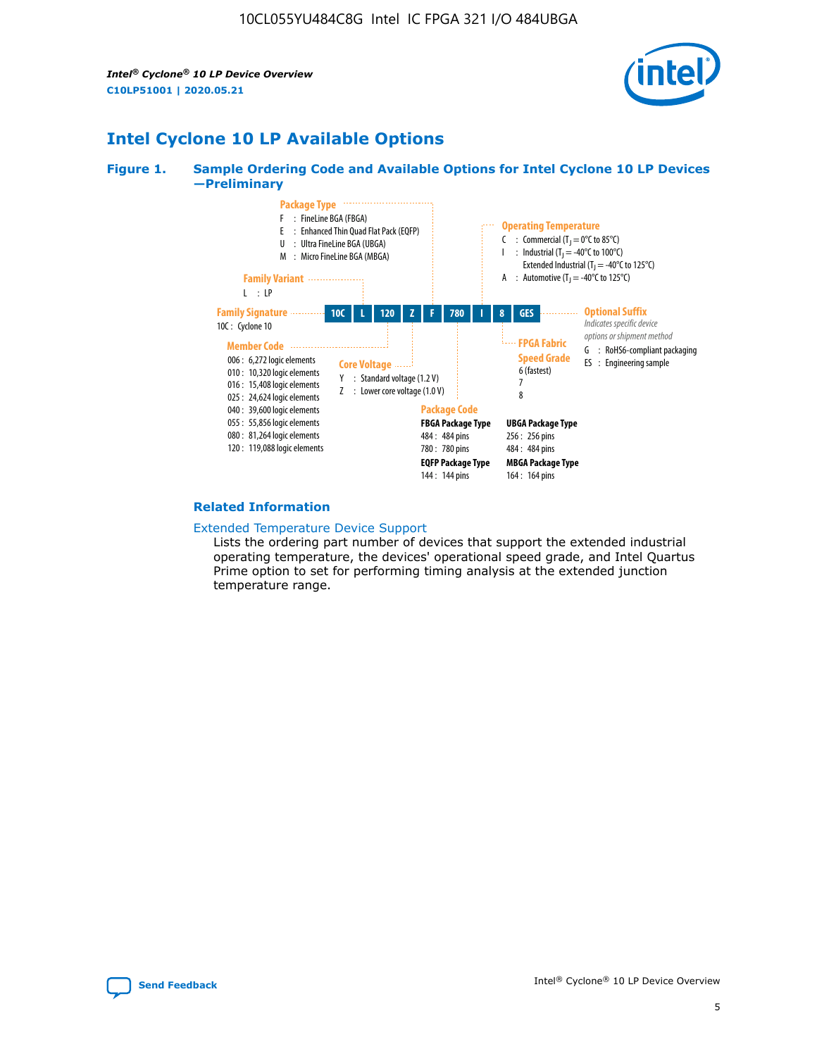## Intel Cyclone 10 LP Available Options

**Figure 1. Sample Ordering Code and Available Options for Intel Cyclone 10 LP Devices —Preliminary**

**10C | L | 120 | Z | F | 780 | I | 8 | GES**

**Family Signature**
- 10C : Cyclone 10

**Family Variant**
- L : LP

**Member Code**
- 006 : 6,272 logic elements
- 010 : 10,320 logic elements
- 016 : 15,408 logic elements
- 025 : 24,624 logic elements
- 040 : 39,600 logic elements
- 055 : 55,856 logic elements
- 080 : 81,264 logic elements
- 120 : 119,088 logic elements

**Core Voltage**
- Y : Standard voltage (1.2 V)
- Z : Lower core voltage (1.0 V)

**Package Type**
- F : FineLine BGA (FBGA)
- E : Enhanced Thin Quad Flat Pack (EQFP)
- U : Ultra FineLine BGA (UBGA)
- M : Micro FineLine BGA (MBGA)

**Package Code**

**FBGA Package Type**
- 484 : 484 pins
- 780 : 780 pins

**EQFP Package Type**
- 144 : 144 pins

**UBGA Package Type**
- 256 : 256 pins
- 484 : 484 pins

**MBGA Package Type**
- 164 : 164 pins

**Operating Temperature**
- C : Commercial ($T_J$ = 0°C to 85°C)
- I : Industrial ($T_J$ = -40°C to 100°C)
  Extended Industrial ($T_J$ = -40°C to 125°C)
- A : Automotive ($T_J$ = -40°C to 125°C)

**FPGA Fabric Speed Grade**
- 6 (fastest)
- 7
- 8

**Optional Suffix**
*Indicates specific device options or shipment method*
- G : RoHS6-compliant packaging
- ES : Engineering sample

### Related Information

Extended Temperature Device Support

Lists the ordering part number of devices that support the extended industrial operating temperature, the devices' operational speed grade, and Intel Quartus Prime option to set for performing timing analysis at the extended junction temperature range.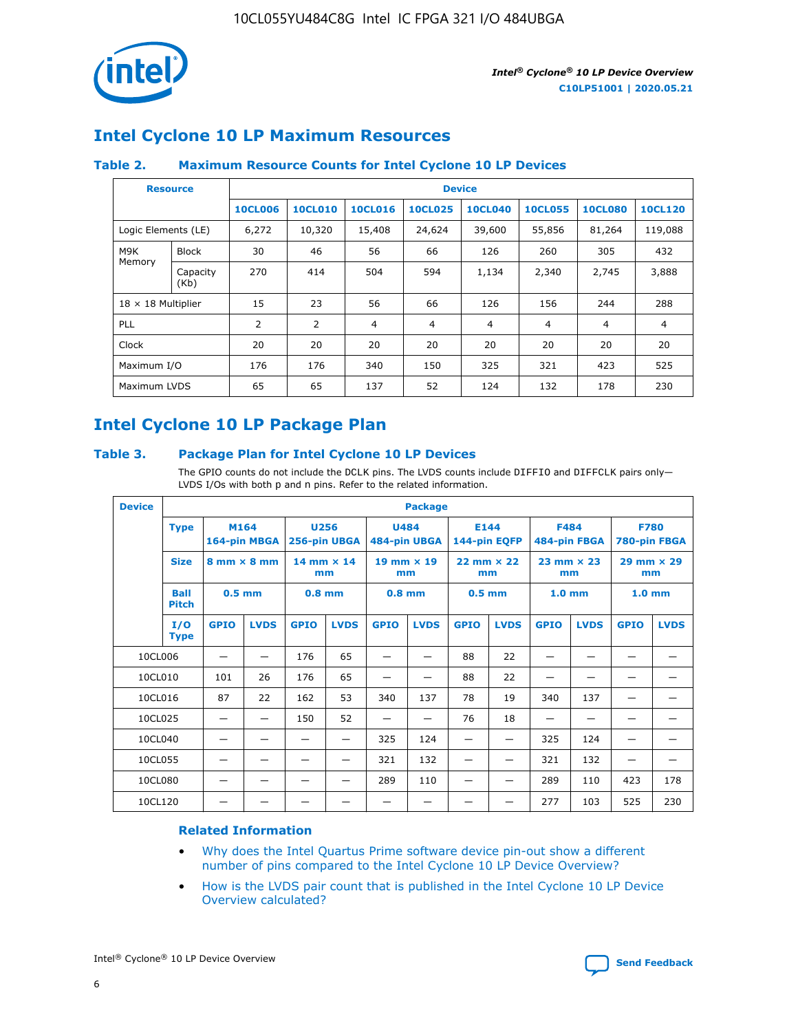## Intel Cyclone 10 LP Maximum Resources

### Table 2. Maximum Resource Counts for Intel Cyclone 10 LP Devices

| Resource | | Device | | | | | | | |
|---|---|---|---|---|---|---|---|---|---|
| | | 10CL006 | 10CL010 | 10CL016 | 10CL025 | 10CL040 | 10CL055 | 10CL080 | 10CL120 |
| Logic Elements (LE) | | 6,272 | 10,320 | 15,408 | 24,624 | 39,600 | 55,856 | 81,264 | 119,088 |
| M9K Memory | Block | 30 | 46 | 56 | 66 | 126 | 260 | 305 | 432 |
| | Capacity (Kb) | 270 | 414 | 504 | 594 | 1,134 | 2,340 | 2,745 | 3,888 |
| 18 × 18 Multiplier | | 15 | 23 | 56 | 66 | 126 | 156 | 244 | 288 |
| PLL | | 2 | 2 | 4 | 4 | 4 | 4 | 4 | 4 |
| Clock | | 20 | 20 | 20 | 20 | 20 | 20 | 20 | 20 |
| Maximum I/O | | 176 | 176 | 340 | 150 | 325 | 321 | 423 | 525 |
| Maximum LVDS | | 65 | 65 | 137 | 52 | 124 | 132 | 178 | 230 |

## Intel Cyclone 10 LP Package Plan

### Table 3. Package Plan for Intel Cyclone 10 LP Devices

The GPIO counts do not include the DCLK pins. The LVDS counts include DIFFIO and DIFFCLK pairs only—LVDS I/Os with both p and n pins. Refer to the related information.

| Device | Package | | | | | | | | | | | | |
|---|---|---|---|---|---|---|---|---|---|---|---|---|---|
| | Type | M164 164-pin MBGA | | U256 256-pin UBGA | | U484 484-pin UBGA | | E144 144-pin EQFP | | F484 484-pin FBGA | | F780 780-pin FBGA | |
| | Size | 8 mm × 8 mm | | 14 mm × 14 mm | | 19 mm × 19 mm | | 22 mm × 22 mm | | 23 mm × 23 mm | | 29 mm × 29 mm | |
| | Ball Pitch | 0.5 mm | | 0.8 mm | | 0.8 mm | | 0.5 mm | | 1.0 mm | | 1.0 mm | |
| | I/O Type | GPIO | LVDS | GPIO | LVDS | GPIO | LVDS | GPIO | LVDS | GPIO | LVDS | GPIO | LVDS |
| 10CL006 | | — | — | 176 | 65 | — | — | 88 | 22 | — | — | — | — |
| 10CL010 | | 101 | 26 | 176 | 65 | — | — | 88 | 22 | — | — | — | — |
| 10CL016 | | 87 | 22 | 162 | 53 | 340 | 137 | 78 | 19 | 340 | 137 | — | — |
| 10CL025 | | — | — | 150 | 52 | — | — | 76 | 18 | — | — | — | — |
| 10CL040 | | — | — | — | — | 325 | 124 | — | — | 325 | 124 | — | — |
| 10CL055 | | — | — | — | — | 321 | 132 | — | — | 321 | 132 | — | — |
| 10CL080 | | — | — | — | — | 289 | 110 | — | — | 289 | 110 | 423 | 178 |
| 10CL120 | | — | — | — | — | — | — | — | — | 277 | 103 | 525 | 230 |

### Related Information

- Why does the Intel Quartus Prime software device pin-out show a different number of pins compared to the Intel Cyclone 10 LP Device Overview?
- How is the LVDS pair count that is published in the Intel Cyclone 10 LP Device Overview calculated?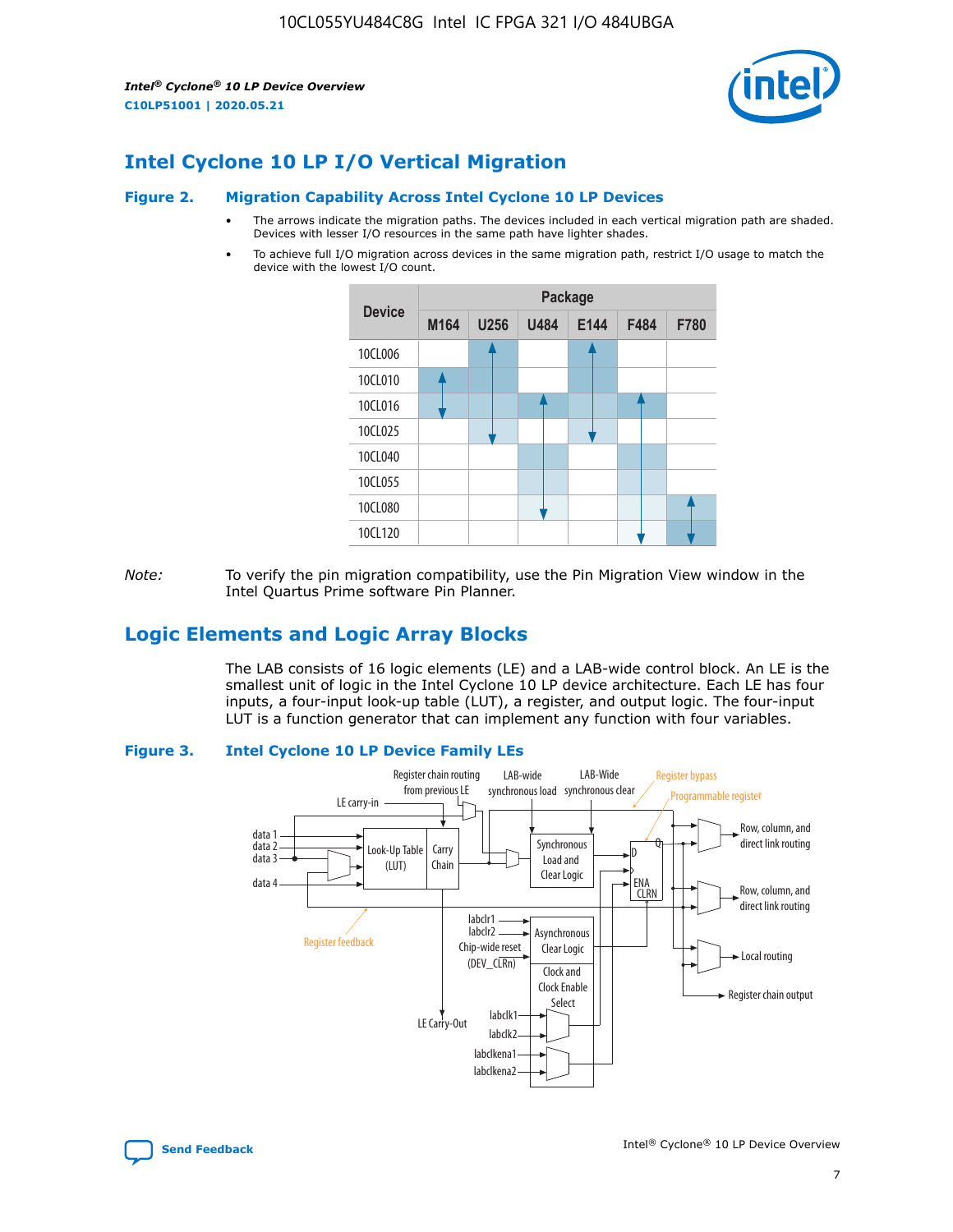# Intel Cyclone 10 LP I/O Vertical Migration

**Figure 2. Migration Capability Across Intel Cyclone 10 LP Devices**

- The arrows indicate the migration paths. The devices included in each vertical migration path are shaded. Devices with lesser I/O resources in the same path have lighter shades.
- To achieve full I/O migration across devices in the same migration path, restrict I/O usage to match the device with the lowest I/O count.

| Device | Package | | | | | |
|---|---|---|---|---|---|---|
| | M164 | U256 | U484 | E144 | F484 | F780 |
| 10CL006 | | | | | | |
| 10CL010 | | | | | | |
| 10CL016 | | | | | | |
| 10CL025 | | | | | | |
| 10CL040 | | | | | | |
| 10CL055 | | | | | | |
| 10CL080 | | | | | | |
| 10CL120 | | | | | | |

*Note:* To verify the pin migration compatibility, use the Pin Migration View window in the Intel Quartus Prime software Pin Planner.

# Logic Elements and Logic Array Blocks

The LAB consists of 16 logic elements (LE) and a LAB-wide control block. An LE is the smallest unit of logic in the Intel Cyclone 10 LP device architecture. Each LE has four inputs, a four-input look-up table (LUT), a register, and output logic. The four-input LUT is a function generator that can implement any function with four variables.

**Figure 3. Intel Cyclone 10 LP Device Family LEs**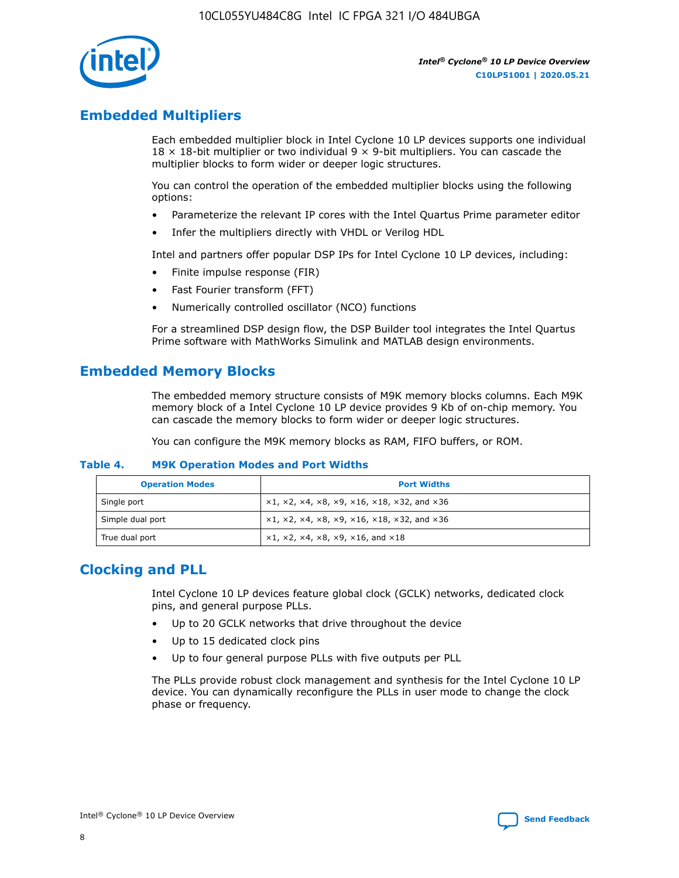## Embedded Multipliers

Each embedded multiplier block in Intel Cyclone 10 LP devices supports one individual 18 × 18-bit multiplier or two individual 9 × 9-bit multipliers. You can cascade the multiplier blocks to form wider or deeper logic structures.

You can control the operation of the embedded multiplier blocks using the following options:

- Parameterize the relevant IP cores with the Intel Quartus Prime parameter editor
- Infer the multipliers directly with VHDL or Verilog HDL

Intel and partners offer popular DSP IPs for Intel Cyclone 10 LP devices, including:

- Finite impulse response (FIR)
- Fast Fourier transform (FFT)
- Numerically controlled oscillator (NCO) functions

For a streamlined DSP design flow, the DSP Builder tool integrates the Intel Quartus Prime software with MathWorks Simulink and MATLAB design environments.

## Embedded Memory Blocks

The embedded memory structure consists of M9K memory blocks columns. Each M9K memory block of a Intel Cyclone 10 LP device provides 9 Kb of on-chip memory. You can cascade the memory blocks to form wider or deeper logic structures.

You can configure the M9K memory blocks as RAM, FIFO buffers, or ROM.

**Table 4. M9K Operation Modes and Port Widths**

| Operation Modes | Port Widths |
| --- | --- |
| Single port | ×1, ×2, ×4, ×8, ×9, ×16, ×18, ×32, and ×36 |
| Simple dual port | ×1, ×2, ×4, ×8, ×9, ×16, ×18, ×32, and ×36 |
| True dual port | ×1, ×2, ×4, ×8, ×9, ×16, and ×18 |

## Clocking and PLL

Intel Cyclone 10 LP devices feature global clock (GCLK) networks, dedicated clock pins, and general purpose PLLs.

- Up to 20 GCLK networks that drive throughout the device
- Up to 15 dedicated clock pins
- Up to four general purpose PLLs with five outputs per PLL

The PLLs provide robust clock management and synthesis for the Intel Cyclone 10 LP device. You can dynamically reconfigure the PLLs in user mode to change the clock phase or frequency.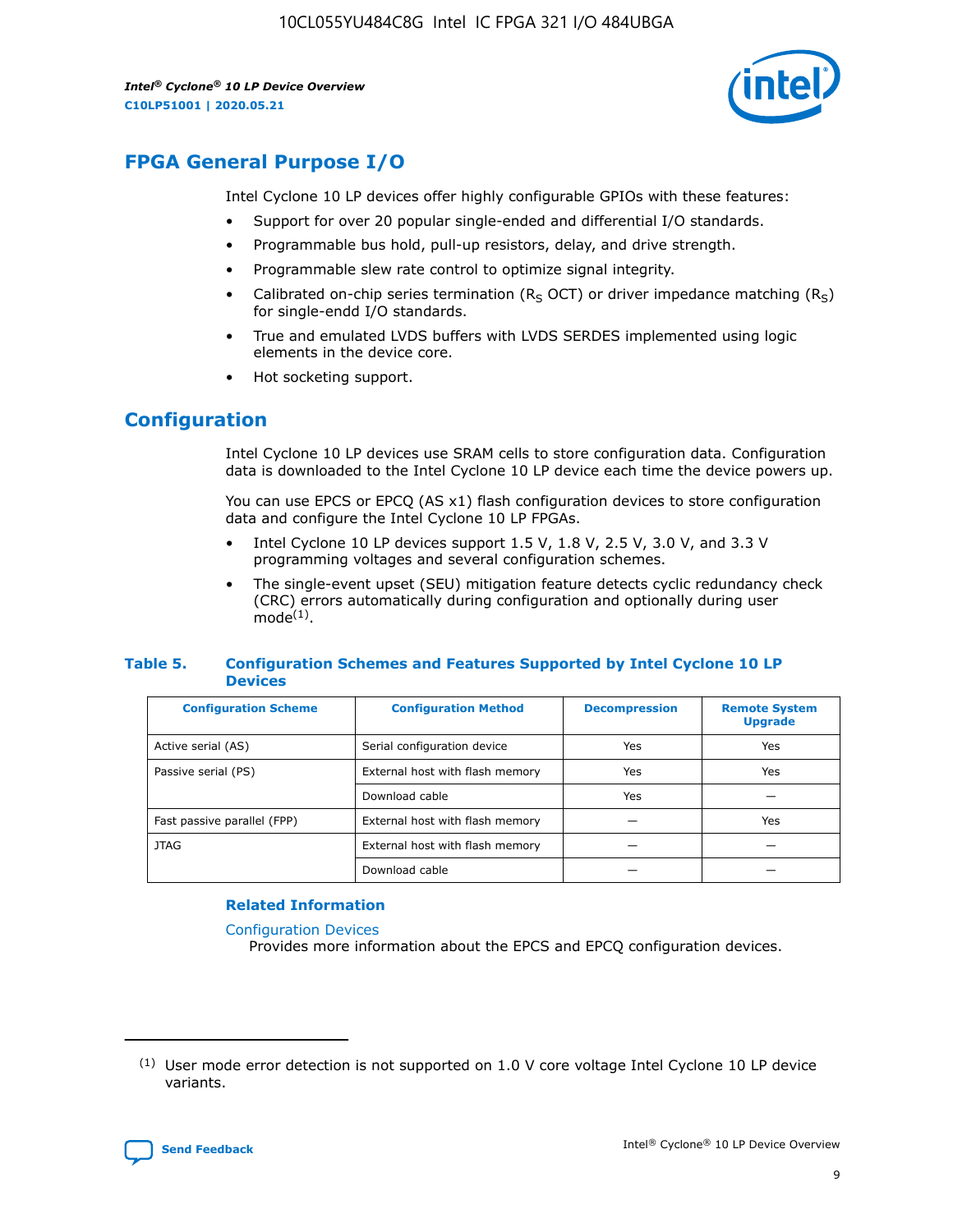## FPGA General Purpose I/O

Intel Cyclone 10 LP devices offer highly configurable GPIOs with these features:

- Support for over 20 popular single-ended and differential I/O standards.
- Programmable bus hold, pull-up resistors, delay, and drive strength.
- Programmable slew rate control to optimize signal integrity.
- Calibrated on-chip series termination ($R_S$ OCT) or driver impedance matching ($R_S$) for single-endd I/O standards.
- True and emulated LVDS buffers with LVDS SERDES implemented using logic elements in the device core.
- Hot socketing support.

## Configuration

Intel Cyclone 10 LP devices use SRAM cells to store configuration data. Configuration data is downloaded to the Intel Cyclone 10 LP device each time the device powers up.

You can use EPCS or EPCQ (AS x1) flash configuration devices to store configuration data and configure the Intel Cyclone 10 LP FPGAs.

- Intel Cyclone 10 LP devices support 1.5 V, 1.8 V, 2.5 V, 3.0 V, and 3.3 V programming voltages and several configuration schemes.
- The single-event upset (SEU) mitigation feature detects cyclic redundancy check (CRC) errors automatically during configuration and optionally during user mode[(1)].

### Table 5. Configuration Schemes and Features Supported by Intel Cyclone 10 LP Devices

| Configuration Scheme | Configuration Method | Decompression | Remote System Upgrade |
|---|---|---|---|
| Active serial (AS) | Serial configuration device | Yes | Yes |
| Passive serial (PS) | External host with flash memory | Yes | Yes |
| | Download cable | Yes | — |
| Fast passive parallel (FPP) | External host with flash memory | — | Yes |
| JTAG | External host with flash memory | — | — |
| | Download cable | — | — |

#### Related Information

Configuration Devices
Provides more information about the EPCS and EPCQ configuration devices.

(1) User mode error detection is not supported on 1.0 V core voltage Intel Cyclone 10 LP device variants.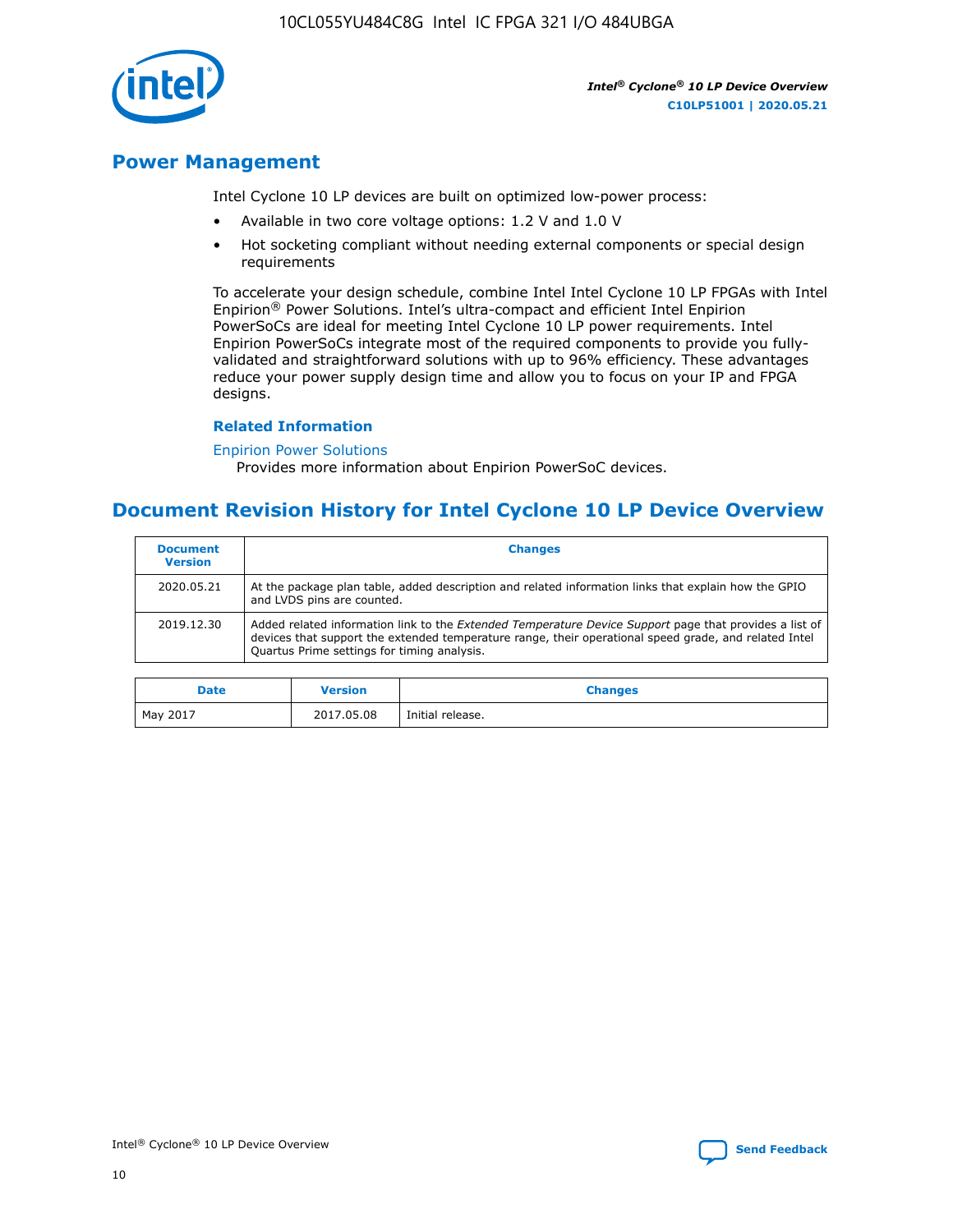## Power Management

Intel Cyclone 10 LP devices are built on optimized low-power process:

- Available in two core voltage options: 1.2 V and 1.0 V
- Hot socketing compliant without needing external components or special design requirements

To accelerate your design schedule, combine Intel Intel Cyclone 10 LP FPGAs with Intel Enpirion® Power Solutions. Intel's ultra-compact and efficient Intel Enpirion PowerSoCs are ideal for meeting Intel Cyclone 10 LP power requirements. Intel Enpirion PowerSoCs integrate most of the required components to provide you fully-validated and straightforward solutions with up to 96% efficiency. These advantages reduce your power supply design time and allow you to focus on your IP and FPGA designs.

### Related Information

Enpirion Power Solutions
Provides more information about Enpirion PowerSoC devices.

## Document Revision History for Intel Cyclone 10 LP Device Overview

| Document Version | Changes |
| --- | --- |
| 2020.05.21 | At the package plan table, added description and related information links that explain how the GPIO and LVDS pins are counted. |
| 2019.12.30 | Added related information link to the *Extended Temperature Device Support* page that provides a list of devices that support the extended temperature range, their operational speed grade, and related Intel Quartus Prime settings for timing analysis. |

| Date | Version | Changes |
| --- | --- | --- |
| May 2017 | 2017.05.08 | Initial release. |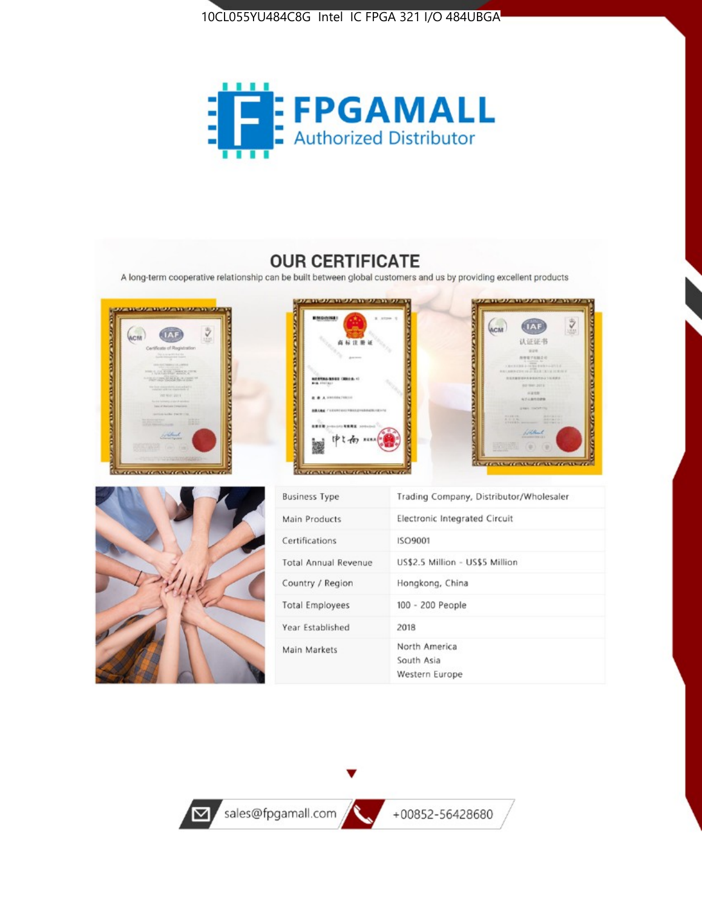FPGAMALL

Authorized Distributor

## OUR CERTIFICATE

A long-term cooperative relationship can be built between global customers and us by providing excellent products

| | |
|---|---|
| Business Type | Trading Company, Distributor/Wholesaler |
| Main Products | Electronic Integrated Circuit |
| Certifications | ISO9001 |
| Total Annual Revenue | US$2.5 Million - US$5 Million |
| Country / Region | Hongkong, China |
| Total Employees | 100 - 200 People |
| Year Established | 2018 |
| Main Markets | North America<br>South Asia<br>Western Europe |

sales@fpgamall.com

+00852-56428680